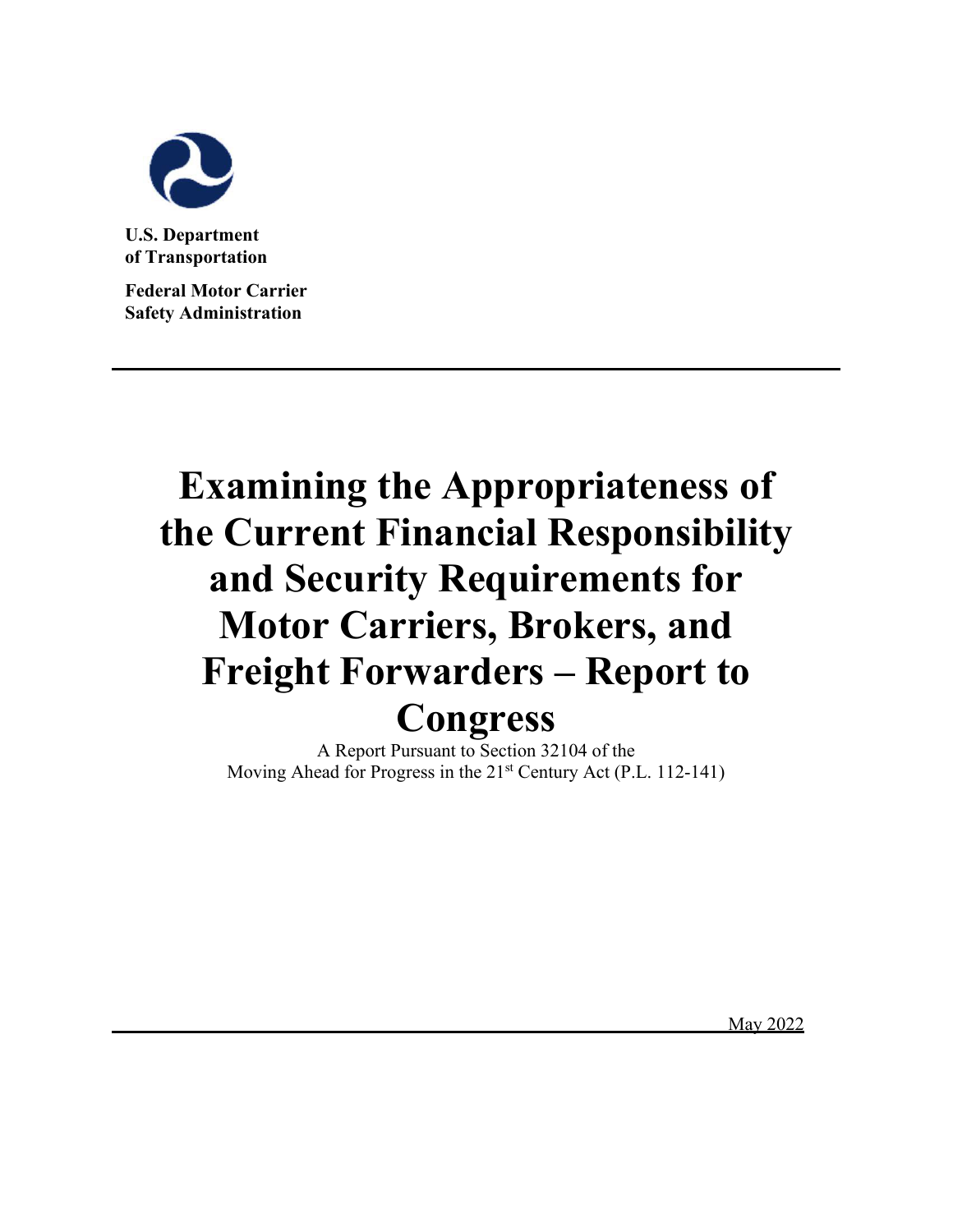**U.S. Department of Transportation**

**Federal Motor Carrier Safety Administration**

# Examining the Appropriateness of the Current Financial Responsibility and Security Requirements for Motor Carriers, Brokers, and Freight Forwarders – Report to Congress

A Report Pursuant to Section 32104 of the Moving Ahead for Progress in the 21st Century Act (P.L. 112-141)

May 2022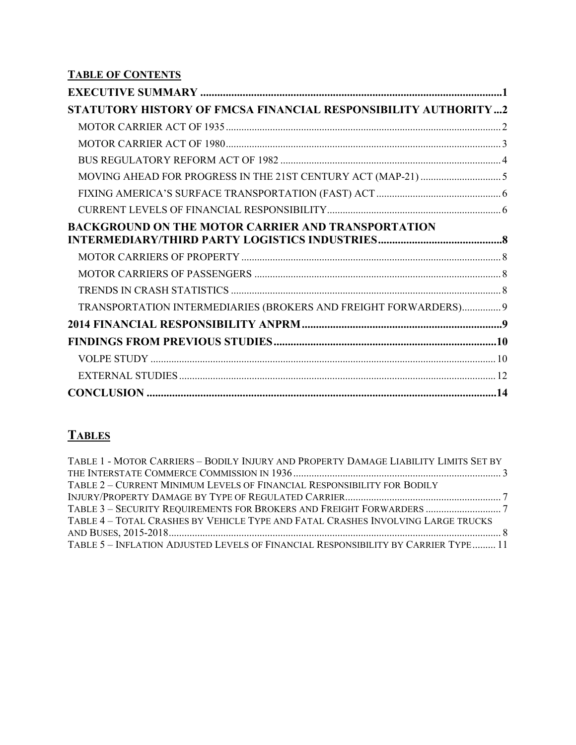## TABLE OF CONTENTS

**EXECUTIVE SUMMARY** .......... **1**

**STATUTORY HISTORY OF FMCSA FINANCIAL RESPONSIBILITY AUTHORITY** .......... **2**

- MOTOR CARRIER ACT OF 1935 .......... 2
- MOTOR CARRIER ACT OF 1980 .......... 3
- BUS REGULATORY REFORM ACT OF 1982 .......... 4
- MOVING AHEAD FOR PROGRESS IN THE 21ST CENTURY ACT (MAP-21) .......... 5
- FIXING AMERICA'S SURFACE TRANSPORTATION (FAST) ACT .......... 6
- CURRENT LEVELS OF FINANCIAL RESPONSIBILITY .......... 6

**BACKGROUND ON THE MOTOR CARRIER AND TRANSPORTATION INTERMEDIARY/THIRD PARTY LOGISTICS INDUSTRIES** .......... **8**

- MOTOR CARRIERS OF PROPERTY .......... 8
- MOTOR CARRIERS OF PASSENGERS .......... 8
- TRENDS IN CRASH STATISTICS .......... 8
- TRANSPORTATION INTERMEDIARIES (BROKERS AND FREIGHT FORWARDERS) .......... 9

**2014 FINANCIAL RESPONSIBILITY ANPRM** .......... **9**

**FINDINGS FROM PREVIOUS STUDIES** .......... **10**

- VOLPE STUDY .......... 10
- EXTERNAL STUDIES .......... 12

**CONCLUSION** .......... **14**

## TABLES

- TABLE 1 - MOTOR CARRIERS – BODILY INJURY AND PROPERTY DAMAGE LIABILITY LIMITS SET BY THE INTERSTATE COMMERCE COMMISSION IN 1936 .......... 3
- TABLE 2 – CURRENT MINIMUM LEVELS OF FINANCIAL RESPONSIBILITY FOR BODILY INJURY/PROPERTY DAMAGE BY TYPE OF REGULATED CARRIER .......... 7
- TABLE 3 – SECURITY REQUIREMENTS FOR BROKERS AND FREIGHT FORWARDERS .......... 7
- TABLE 4 – TOTAL CRASHES BY VEHICLE TYPE AND FATAL CRASHES INVOLVING LARGE TRUCKS AND BUSES, 2015-2018 .......... 8
- TABLE 5 – INFLATION ADJUSTED LEVELS OF FINANCIAL RESPONSIBILITY BY CARRIER TYPE .......... 11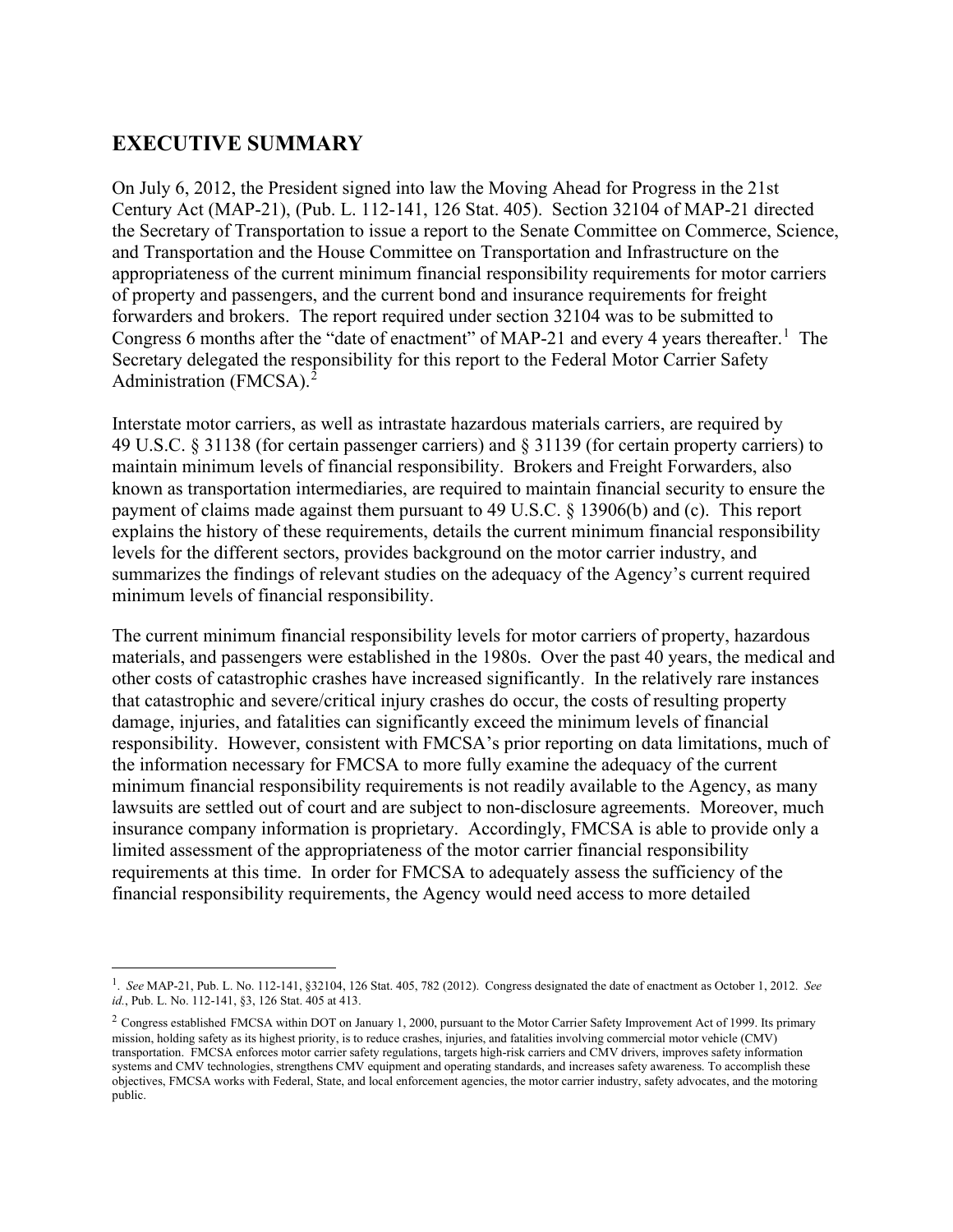## EXECUTIVE SUMMARY

On July 6, 2012, the President signed into law the Moving Ahead for Progress in the 21st Century Act (MAP-21), (Pub. L. 112-141, 126 Stat. 405). Section 32104 of MAP-21 directed the Secretary of Transportation to issue a report to the Senate Committee on Commerce, Science, and Transportation and the House Committee on Transportation and Infrastructure on the appropriateness of the current minimum financial responsibility requirements for motor carriers of property and passengers, and the current bond and insurance requirements for freight forwarders and brokers. The report required under section 32104 was to be submitted to Congress 6 months after the "date of enactment" of MAP-21 and every 4 years thereafter.[1] The Secretary delegated the responsibility for this report to the Federal Motor Carrier Safety Administration (FMCSA).[2]

Interstate motor carriers, as well as intrastate hazardous materials carriers, are required by 49 U.S.C. § 31138 (for certain passenger carriers) and § 31139 (for certain property carriers) to maintain minimum levels of financial responsibility. Brokers and Freight Forwarders, also known as transportation intermediaries, are required to maintain financial security to ensure the payment of claims made against them pursuant to 49 U.S.C. § 13906(b) and (c). This report explains the history of these requirements, details the current minimum financial responsibility levels for the different sectors, provides background on the motor carrier industry, and summarizes the findings of relevant studies on the adequacy of the Agency's current required minimum levels of financial responsibility.

The current minimum financial responsibility levels for motor carriers of property, hazardous materials, and passengers were established in the 1980s. Over the past 40 years, the medical and other costs of catastrophic crashes have increased significantly. In the relatively rare instances that catastrophic and severe/critical injury crashes do occur, the costs of resulting property damage, injuries, and fatalities can significantly exceed the minimum levels of financial responsibility. However, consistent with FMCSA's prior reporting on data limitations, much of the information necessary for FMCSA to more fully examine the adequacy of the current minimum financial responsibility requirements is not readily available to the Agency, as many lawsuits are settled out of court and are subject to non-disclosure agreements. Moreover, much insurance company information is proprietary. Accordingly, FMCSA is able to provide only a limited assessment of the appropriateness of the motor carrier financial responsibility requirements at this time. In order for FMCSA to adequately assess the sufficiency of the financial responsibility requirements, the Agency would need access to more detailed

---

[1]. *See* MAP-21, Pub. L. No. 112-141, §32104, 126 Stat. 405, 782 (2012). Congress designated the date of enactment as October 1, 2012. *See id.*, Pub. L. No. 112-141, §3, 126 Stat. 405 at 413.

[2] Congress established FMCSA within DOT on January 1, 2000, pursuant to the Motor Carrier Safety Improvement Act of 1999. Its primary mission, holding safety as its highest priority, is to reduce crashes, injuries, and fatalities involving commercial motor vehicle (CMV) transportation. FMCSA enforces motor carrier safety regulations, targets high-risk carriers and CMV drivers, improves safety information systems and CMV technologies, strengthens CMV equipment and operating standards, and increases safety awareness. To accomplish these objectives, FMCSA works with Federal, State, and local enforcement agencies, the motor carrier industry, safety advocates, and the motoring public.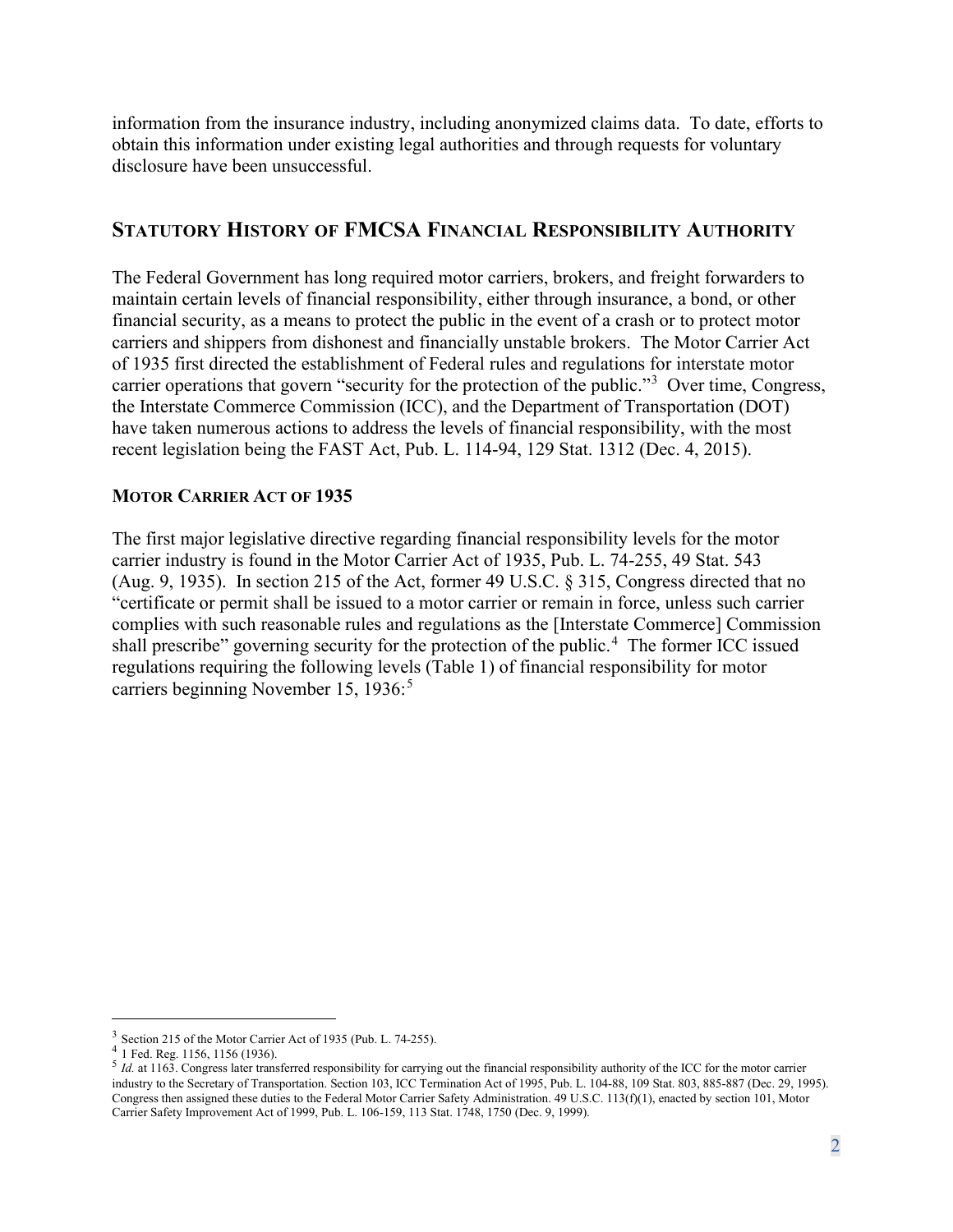information from the insurance industry, including anonymized claims data. To date, efforts to obtain this information under existing legal authorities and through requests for voluntary disclosure have been unsuccessful.

## STATUTORY HISTORY OF FMCSA FINANCIAL RESPONSIBILITY AUTHORITY

The Federal Government has long required motor carriers, brokers, and freight forwarders to maintain certain levels of financial responsibility, either through insurance, a bond, or other financial security, as a means to protect the public in the event of a crash or to protect motor carriers and shippers from dishonest and financially unstable brokers. The Motor Carrier Act of 1935 first directed the establishment of Federal rules and regulations for interstate motor carrier operations that govern "security for the protection of the public."[3] Over time, Congress, the Interstate Commerce Commission (ICC), and the Department of Transportation (DOT) have taken numerous actions to address the levels of financial responsibility, with the most recent legislation being the FAST Act, Pub. L. 114-94, 129 Stat. 1312 (Dec. 4, 2015).

### MOTOR CARRIER ACT OF 1935

The first major legislative directive regarding financial responsibility levels for the motor carrier industry is found in the Motor Carrier Act of 1935, Pub. L. 74-255, 49 Stat. 543 (Aug. 9, 1935). In section 215 of the Act, former 49 U.S.C. § 315, Congress directed that no "certificate or permit shall be issued to a motor carrier or remain in force, unless such carrier complies with such reasonable rules and regulations as the [Interstate Commerce] Commission shall prescribe" governing security for the protection of the public.[4] The former ICC issued regulations requiring the following levels (Table 1) of financial responsibility for motor carriers beginning November 15, 1936:[5]

---

[3] Section 215 of the Motor Carrier Act of 1935 (Pub. L. 74-255).

[4] 1 Fed. Reg. 1156, 1156 (1936).

[5] *Id.* at 1163. Congress later transferred responsibility for carrying out the financial responsibility authority of the ICC for the motor carrier industry to the Secretary of Transportation. Section 103, ICC Termination Act of 1995, Pub. L. 104-88, 109 Stat. 803, 885-887 (Dec. 29, 1995). Congress then assigned these duties to the Federal Motor Carrier Safety Administration. 49 U.S.C. 113(f)(1), enacted by section 101, Motor Carrier Safety Improvement Act of 1999, Pub. L. 106-159, 113 Stat. 1748, 1750 (Dec. 9, 1999).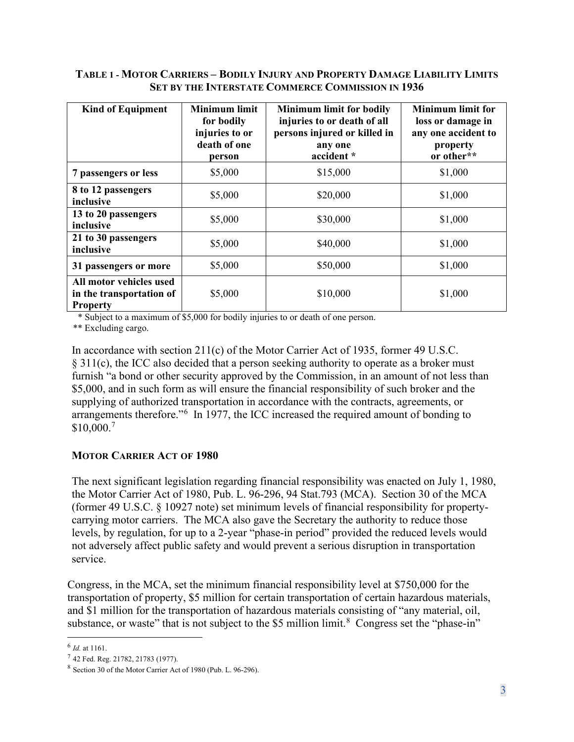**TABLE 1 - MOTOR CARRIERS – BODILY INJURY AND PROPERTY DAMAGE LIABILITY LIMITS SET BY THE INTERSTATE COMMERCE COMMISSION IN 1936**

| Kind of Equipment | Minimum limit for bodily injuries to or death of one person | Minimum limit for bodily injuries to or death of all persons injured or killed in any one accident * | Minimum limit for loss or damage in any one accident to property or other** |
|---|---|---|---|
| **7 passengers or less** | $5,000 | $15,000 | $1,000 |
| **8 to 12 passengers inclusive** | $5,000 | $20,000 | $1,000 |
| **13 to 20 passengers inclusive** | $5,000 | $30,000 | $1,000 |
| **21 to 30 passengers inclusive** | $5,000 | $40,000 | $1,000 |
| **31 passengers or more** | $5,000 | $50,000 | $1,000 |
| **All motor vehicles used in the transportation of Property** | $5,000 | $10,000 | $1,000 |

\* Subject to a maximum of $5,000 for bodily injuries to or death of one person.

** Excluding cargo.

In accordance with section 211(c) of the Motor Carrier Act of 1935, former 49 U.S.C. § 311(c), the ICC also decided that a person seeking authority to operate as a broker must furnish "a bond or other security approved by the Commission, in an amount of not less than $5,000, and in such form as will ensure the financial responsibility of such broker and the supplying of authorized transportation in accordance with the contracts, agreements, or arrangements therefore."[6] In 1977, the ICC increased the required amount of bonding to $10,000.[7]

### MOTOR CARRIER ACT OF 1980

The next significant legislation regarding financial responsibility was enacted on July 1, 1980, the Motor Carrier Act of 1980, Pub. L. 96-296, 94 Stat.793 (MCA). Section 30 of the MCA (former 49 U.S.C. § 10927 note) set minimum levels of financial responsibility for property-carrying motor carriers. The MCA also gave the Secretary the authority to reduce those levels, by regulation, for up to a 2-year "phase-in period" provided the reduced levels would not adversely affect public safety and would prevent a serious disruption in transportation service.

Congress, in the MCA, set the minimum financial responsibility level at $750,000 for the transportation of property, $5 million for certain transportation of certain hazardous materials, and $1 million for the transportation of hazardous materials consisting of "any material, oil, substance, or waste" that is not subject to the $5 million limit.[8] Congress set the "phase-in"

---

[6] *Id.* at 1161.

[7] 42 Fed. Reg. 21782, 21783 (1977).

[8] Section 30 of the Motor Carrier Act of 1980 (Pub. L. 96-296).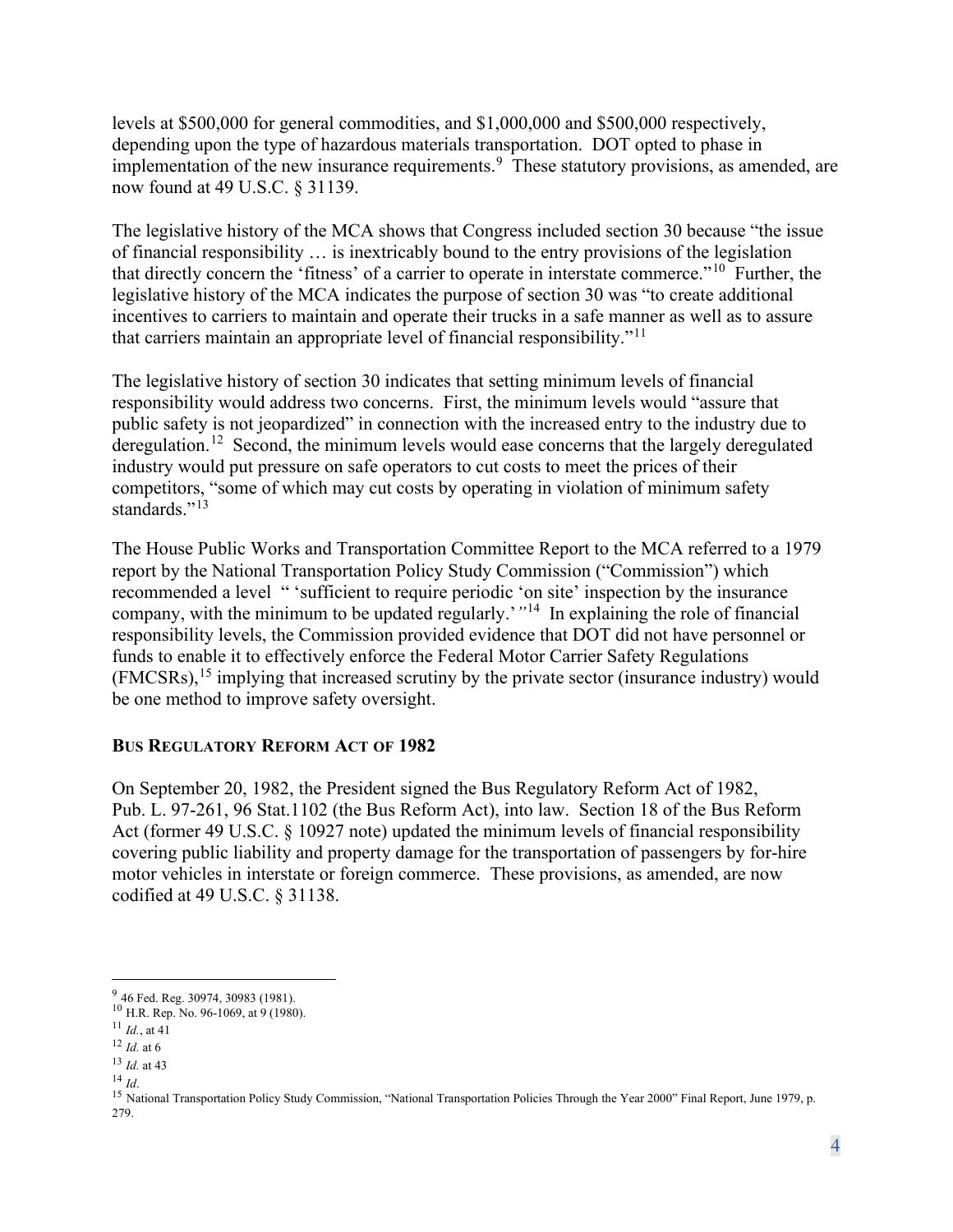levels at $500,000 for general commodities, and $1,000,000 and $500,000 respectively, depending upon the type of hazardous materials transportation. DOT opted to phase in implementation of the new insurance requirements.[9] These statutory provisions, as amended, are now found at 49 U.S.C. § 31139.

The legislative history of the MCA shows that Congress included section 30 because "the issue of financial responsibility … is inextricably bound to the entry provisions of the legislation that directly concern the 'fitness' of a carrier to operate in interstate commerce."[10] Further, the legislative history of the MCA indicates the purpose of section 30 was "to create additional incentives to carriers to maintain and operate their trucks in a safe manner as well as to assure that carriers maintain an appropriate level of financial responsibility."[11]

The legislative history of section 30 indicates that setting minimum levels of financial responsibility would address two concerns. First, the minimum levels would "assure that public safety is not jeopardized" in connection with the increased entry to the industry due to deregulation.[12] Second, the minimum levels would ease concerns that the largely deregulated industry would put pressure on safe operators to cut costs to meet the prices of their competitors, "some of which may cut costs by operating in violation of minimum safety standards."[13]

The House Public Works and Transportation Committee Report to the MCA referred to a 1979 report by the National Transportation Policy Study Commission ("Commission") which recommended a level " 'sufficient to require periodic 'on site' inspection by the insurance company, with the minimum to be updated regularly.' "[14] In explaining the role of financial responsibility levels, the Commission provided evidence that DOT did not have personnel or funds to enable it to effectively enforce the Federal Motor Carrier Safety Regulations (FMCSRs),[15] implying that increased scrutiny by the private sector (insurance industry) would be one method to improve safety oversight.

## BUS REGULATORY REFORM ACT OF 1982

On September 20, 1982, the President signed the Bus Regulatory Reform Act of 1982, Pub. L. 97-261, 96 Stat.1102 (the Bus Reform Act), into law. Section 18 of the Bus Reform Act (former 49 U.S.C. § 10927 note) updated the minimum levels of financial responsibility covering public liability and property damage for the transportation of passengers by for-hire motor vehicles in interstate or foreign commerce. These provisions, as amended, are now codified at 49 U.S.C. § 31138.

---

[9] 46 Fed. Reg. 30974, 30983 (1981).

[10] H.R. Rep. No. 96-1069, at 9 (1980).

[11] *Id.*, at 41

[12] *Id.* at 6

[13] *Id.* at 43

[14] *Id*.

[15] National Transportation Policy Study Commission, "National Transportation Policies Through the Year 2000" Final Report, June 1979, p. 279.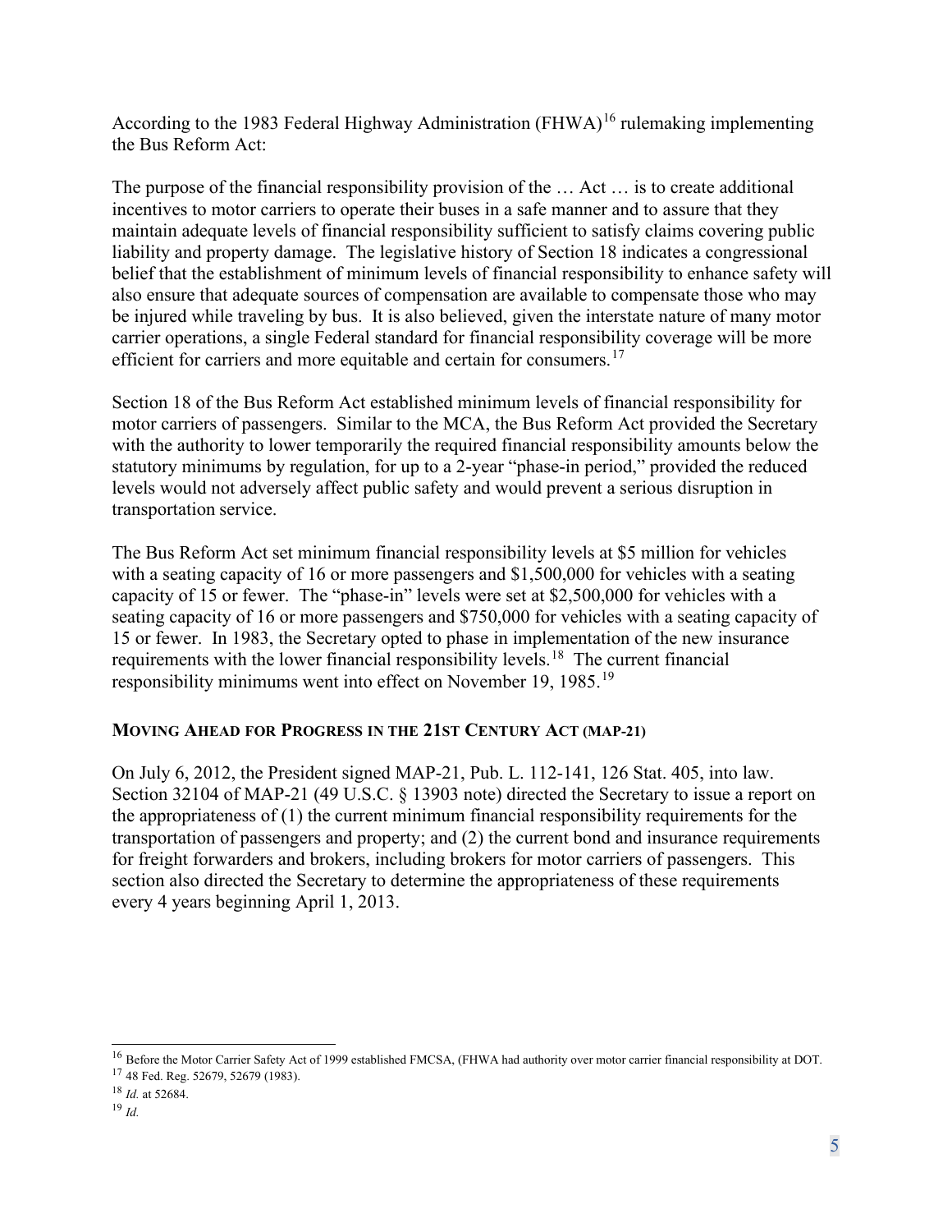According to the 1983 Federal Highway Administration (FHWA)[16] rulemaking implementing the Bus Reform Act:

The purpose of the financial responsibility provision of the … Act … is to create additional incentives to motor carriers to operate their buses in a safe manner and to assure that they maintain adequate levels of financial responsibility sufficient to satisfy claims covering public liability and property damage. The legislative history of Section 18 indicates a congressional belief that the establishment of minimum levels of financial responsibility to enhance safety will also ensure that adequate sources of compensation are available to compensate those who may be injured while traveling by bus. It is also believed, given the interstate nature of many motor carrier operations, a single Federal standard for financial responsibility coverage will be more efficient for carriers and more equitable and certain for consumers.[17]

Section 18 of the Bus Reform Act established minimum levels of financial responsibility for motor carriers of passengers. Similar to the MCA, the Bus Reform Act provided the Secretary with the authority to lower temporarily the required financial responsibility amounts below the statutory minimums by regulation, for up to a 2-year "phase-in period," provided the reduced levels would not adversely affect public safety and would prevent a serious disruption in transportation service.

The Bus Reform Act set minimum financial responsibility levels at $5 million for vehicles with a seating capacity of 16 or more passengers and $1,500,000 for vehicles with a seating capacity of 15 or fewer. The "phase-in" levels were set at $2,500,000 for vehicles with a seating capacity of 16 or more passengers and $750,000 for vehicles with a seating capacity of 15 or fewer. In 1983, the Secretary opted to phase in implementation of the new insurance requirements with the lower financial responsibility levels.[18] The current financial responsibility minimums went into effect on November 19, 1985.[19]

### MOVING AHEAD FOR PROGRESS IN THE 21ST CENTURY ACT (MAP-21)

On July 6, 2012, the President signed MAP-21, Pub. L. 112-141, 126 Stat. 405, into law. Section 32104 of MAP-21 (49 U.S.C. § 13903 note) directed the Secretary to issue a report on the appropriateness of (1) the current minimum financial responsibility requirements for the transportation of passengers and property; and (2) the current bond and insurance requirements for freight forwarders and brokers, including brokers for motor carriers of passengers. This section also directed the Secretary to determine the appropriateness of these requirements every 4 years beginning April 1, 2013.

---

[16] Before the Motor Carrier Safety Act of 1999 established FMCSA, (FHWA had authority over motor carrier financial responsibility at DOT.

[17] 48 Fed. Reg. 52679, 52679 (1983).

[18] *Id.* at 52684.

[19] *Id.*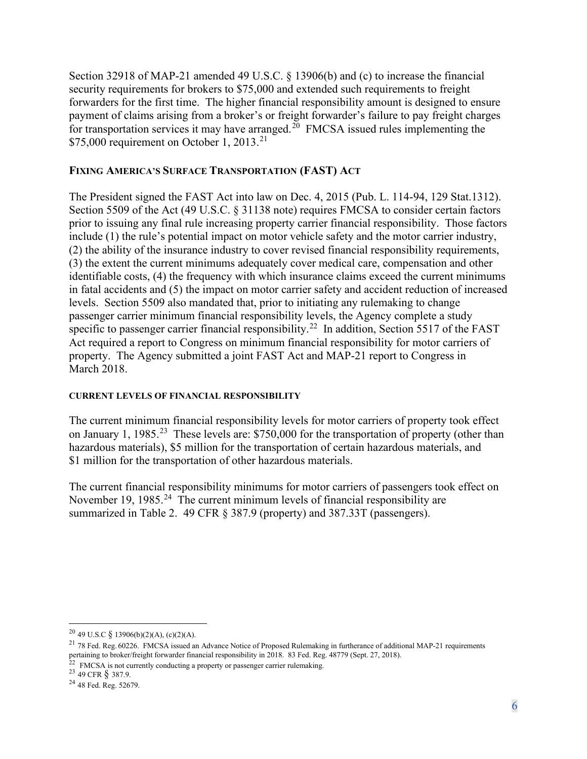Section 32918 of MAP-21 amended 49 U.S.C. § 13906(b) and (c) to increase the financial security requirements for brokers to $75,000 and extended such requirements to freight forwarders for the first time. The higher financial responsibility amount is designed to ensure payment of claims arising from a broker's or freight forwarder's failure to pay freight charges for transportation services it may have arranged.[20] FMCSA issued rules implementing the $75,000 requirement on October 1, 2013.[21]

## FIXING AMERICA'S SURFACE TRANSPORTATION (FAST) ACT

The President signed the FAST Act into law on Dec. 4, 2015 (Pub. L. 114-94, 129 Stat.1312). Section 5509 of the Act (49 U.S.C. § 31138 note) requires FMCSA to consider certain factors prior to issuing any final rule increasing property carrier financial responsibility. Those factors include (1) the rule's potential impact on motor vehicle safety and the motor carrier industry, (2) the ability of the insurance industry to cover revised financial responsibility requirements, (3) the extent the current minimums adequately cover medical care, compensation and other identifiable costs, (4) the frequency with which insurance claims exceed the current minimums in fatal accidents and (5) the impact on motor carrier safety and accident reduction of increased levels. Section 5509 also mandated that, prior to initiating any rulemaking to change passenger carrier minimum financial responsibility levels, the Agency complete a study specific to passenger carrier financial responsibility.[22] In addition, Section 5517 of the FAST Act required a report to Congress on minimum financial responsibility for motor carriers of property. The Agency submitted a joint FAST Act and MAP-21 report to Congress in March 2018.

### CURRENT LEVELS OF FINANCIAL RESPONSIBILITY

The current minimum financial responsibility levels for motor carriers of property took effect on January 1, 1985.[23] These levels are: $750,000 for the transportation of property (other than hazardous materials), $5 million for the transportation of certain hazardous materials, and $1 million for the transportation of other hazardous materials.

The current financial responsibility minimums for motor carriers of passengers took effect on November 19, 1985.[24] The current minimum levels of financial responsibility are summarized in Table 2. 49 CFR § 387.9 (property) and 387.33T (passengers).

---

[20] 49 U.S.C § 13906(b)(2)(A), (c)(2)(A).

[21] 78 Fed. Reg. 60226. FMCSA issued an Advance Notice of Proposed Rulemaking in furtherance of additional MAP-21 requirements pertaining to broker/freight forwarder financial responsibility in 2018. 83 Fed. Reg. 48779 (Sept. 27, 2018).

[22] FMCSA is not currently conducting a property or passenger carrier rulemaking.

[23] 49 CFR § 387.9.

[24] 48 Fed. Reg. 52679.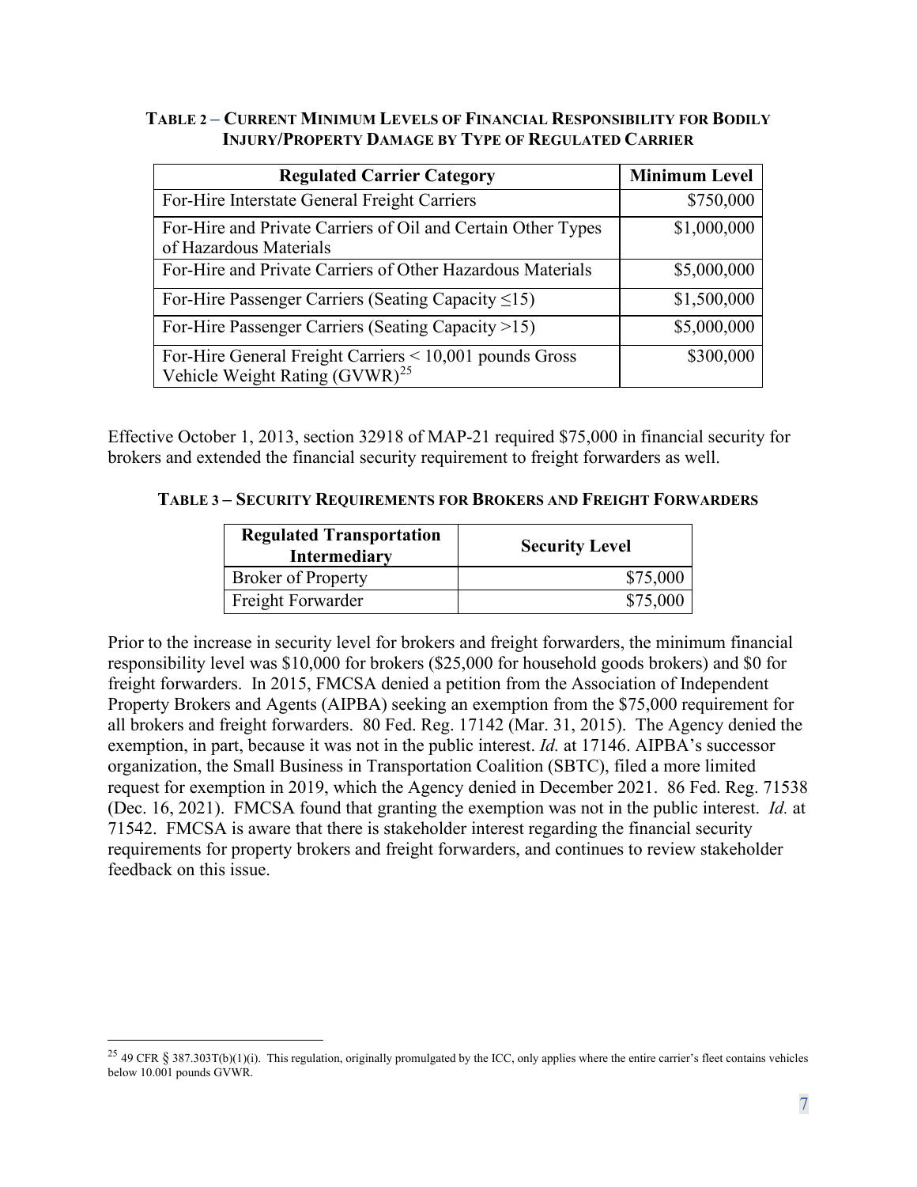**TABLE 2 – CURRENT MINIMUM LEVELS OF FINANCIAL RESPONSIBILITY FOR BODILY INJURY/PROPERTY DAMAGE BY TYPE OF REGULATED CARRIER**

| Regulated Carrier Category | Minimum Level |
|---|---|
| For-Hire Interstate General Freight Carriers | $750,000 |
| For-Hire and Private Carriers of Oil and Certain Other Types of Hazardous Materials | $1,000,000 |
| For-Hire and Private Carriers of Other Hazardous Materials | $5,000,000 |
| For-Hire Passenger Carriers (Seating Capacity ≤15) | $1,500,000 |
| For-Hire Passenger Carriers (Seating Capacity >15) | $5,000,000 |
| For-Hire General Freight Carriers < 10,001 pounds Gross Vehicle Weight Rating (GVWR)[25] | $300,000 |

Effective October 1, 2013, section 32918 of MAP-21 required $75,000 in financial security for brokers and extended the financial security requirement to freight forwarders as well.

**TABLE 3 – SECURITY REQUIREMENTS FOR BROKERS AND FREIGHT FORWARDERS**

| Regulated Transportation Intermediary | Security Level |
|---|---|
| Broker of Property | $75,000 |
| Freight Forwarder | $75,000 |

Prior to the increase in security level for brokers and freight forwarders, the minimum financial responsibility level was $10,000 for brokers ($25,000 for household goods brokers) and $0 for freight forwarders. In 2015, FMCSA denied a petition from the Association of Independent Property Brokers and Agents (AIPBA) seeking an exemption from the $75,000 requirement for all brokers and freight forwarders. 80 Fed. Reg. 17142 (Mar. 31, 2015). The Agency denied the exemption, in part, because it was not in the public interest. *Id.* at 17146. AIPBA's successor organization, the Small Business in Transportation Coalition (SBTC), filed a more limited request for exemption in 2019, which the Agency denied in December 2021. 86 Fed. Reg. 71538 (Dec. 16, 2021). FMCSA found that granting the exemption was not in the public interest. *Id.* at 71542. FMCSA is aware that there is stakeholder interest regarding the financial security requirements for property brokers and freight forwarders, and continues to review stakeholder feedback on this issue.

[25] 49 CFR § 387.303T(b)(1)(i). This regulation, originally promulgated by the ICC, only applies where the entire carrier's fleet contains vehicles below 10.001 pounds GVWR.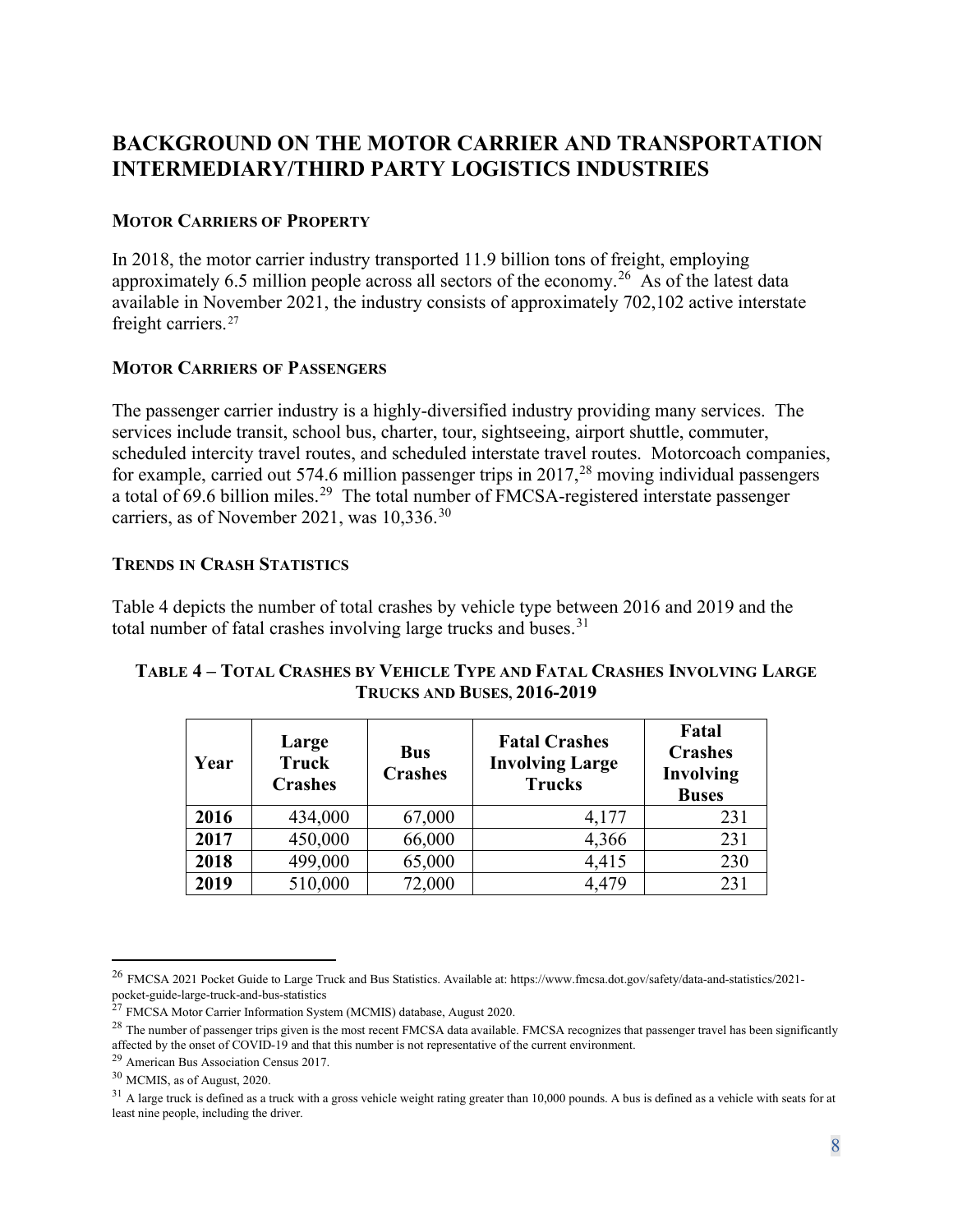## BACKGROUND ON THE MOTOR CARRIER AND TRANSPORTATION INTERMEDIARY/THIRD PARTY LOGISTICS INDUSTRIES

### MOTOR CARRIERS OF PROPERTY

In 2018, the motor carrier industry transported 11.9 billion tons of freight, employing approximately 6.5 million people across all sectors of the economy.[26] As of the latest data available in November 2021, the industry consists of approximately 702,102 active interstate freight carriers.[27]

### MOTOR CARRIERS OF PASSENGERS

The passenger carrier industry is a highly-diversified industry providing many services. The services include transit, school bus, charter, tour, sightseeing, airport shuttle, commuter, scheduled intercity travel routes, and scheduled interstate travel routes. Motorcoach companies, for example, carried out 574.6 million passenger trips in 2017,[28] moving individual passengers a total of 69.6 billion miles.[29] The total number of FMCSA-registered interstate passenger carriers, as of November 2021, was 10,336.[30]

### TRENDS IN CRASH STATISTICS

Table 4 depicts the number of total crashes by vehicle type between 2016 and 2019 and the total number of fatal crashes involving large trucks and buses.[31]

**TABLE 4 – TOTAL CRASHES BY VEHICLE TYPE AND FATAL CRASHES INVOLVING LARGE TRUCKS AND BUSES, 2016-2019**

| Year | Large Truck Crashes | Bus Crashes | Fatal Crashes Involving Large Trucks | Fatal Crashes Involving Buses |
|---|---|---|---|---|
| **2016** | 434,000 | 67,000 | 4,177 | 231 |
| **2017** | 450,000 | 66,000 | 4,366 | 231 |
| **2018** | 499,000 | 65,000 | 4,415 | 230 |
| **2019** | 510,000 | 72,000 | 4,479 | 231 |

---

[26] FMCSA 2021 Pocket Guide to Large Truck and Bus Statistics. Available at: https://www.fmcsa.dot.gov/safety/data-and-statistics/2021-pocket-guide-large-truck-and-bus-statistics

[27] FMCSA Motor Carrier Information System (MCMIS) database, August 2020.

[28] The number of passenger trips given is the most recent FMCSA data available. FMCSA recognizes that passenger travel has been significantly affected by the onset of COVID-19 and that this number is not representative of the current environment.

[29] American Bus Association Census 2017.

[30] MCMIS, as of August, 2020.

[31] A large truck is defined as a truck with a gross vehicle weight rating greater than 10,000 pounds. A bus is defined as a vehicle with seats for at least nine people, including the driver.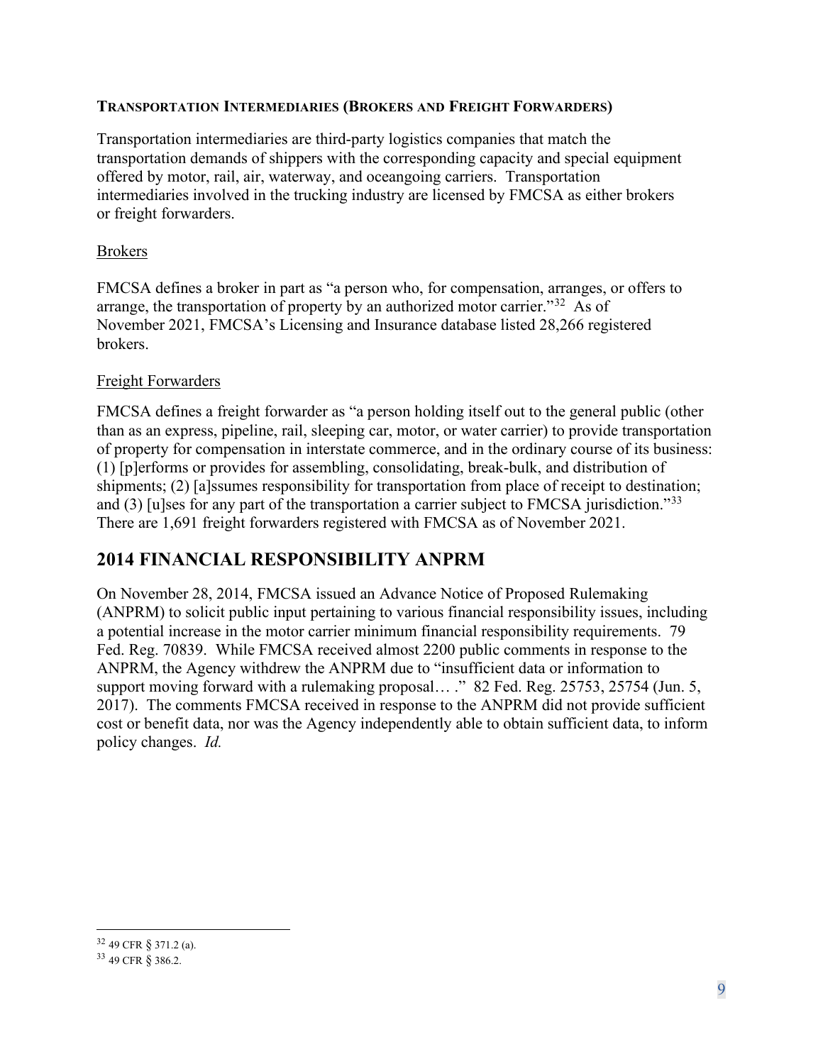### TRANSPORTATION INTERMEDIARIES (BROKERS AND FREIGHT FORWARDERS)

Transportation intermediaries are third-party logistics companies that match the transportation demands of shippers with the corresponding capacity and special equipment offered by motor, rail, air, waterway, and oceangoing carriers. Transportation intermediaries involved in the trucking industry are licensed by FMCSA as either brokers or freight forwarders.

#### Brokers

FMCSA defines a broker in part as "a person who, for compensation, arranges, or offers to arrange, the transportation of property by an authorized motor carrier."[32] As of November 2021, FMCSA's Licensing and Insurance database listed 28,266 registered brokers.

#### Freight Forwarders

FMCSA defines a freight forwarder as "a person holding itself out to the general public (other than as an express, pipeline, rail, sleeping car, motor, or water carrier) to provide transportation of property for compensation in interstate commerce, and in the ordinary course of its business: (1) [p]erforms or provides for assembling, consolidating, break-bulk, and distribution of shipments; (2) [a]ssumes responsibility for transportation from place of receipt to destination; and (3) [u]ses for any part of the transportation a carrier subject to FMCSA jurisdiction."[33] There are 1,691 freight forwarders registered with FMCSA as of November 2021.

## 2014 FINANCIAL RESPONSIBILITY ANPRM

On November 28, 2014, FMCSA issued an Advance Notice of Proposed Rulemaking (ANPRM) to solicit public input pertaining to various financial responsibility issues, including a potential increase in the motor carrier minimum financial responsibility requirements. 79 Fed. Reg. 70839. While FMCSA received almost 2200 public comments in response to the ANPRM, the Agency withdrew the ANPRM due to "insufficient data or information to support moving forward with a rulemaking proposal… ." 82 Fed. Reg. 25753, 25754 (Jun. 5, 2017). The comments FMCSA received in response to the ANPRM did not provide sufficient cost or benefit data, nor was the Agency independently able to obtain sufficient data, to inform policy changes. *Id.*

---

[32] 49 CFR § 371.2 (a).

[33] 49 CFR § 386.2.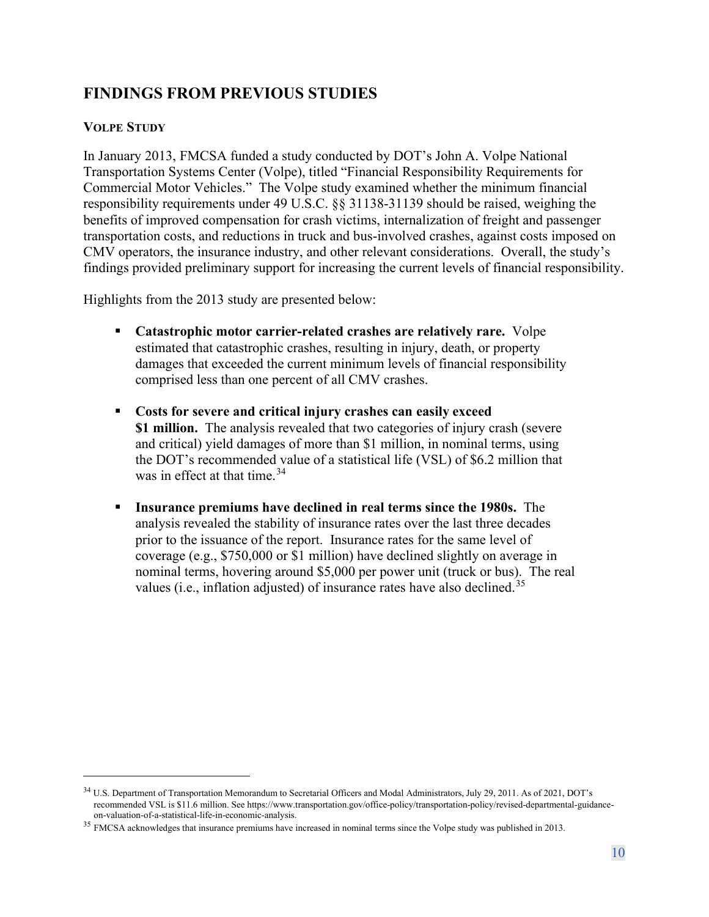## FINDINGS FROM PREVIOUS STUDIES

### VOLPE STUDY

In January 2013, FMCSA funded a study conducted by DOT's John A. Volpe National Transportation Systems Center (Volpe), titled "Financial Responsibility Requirements for Commercial Motor Vehicles." The Volpe study examined whether the minimum financial responsibility requirements under 49 U.S.C. §§ 31138-31139 should be raised, weighing the benefits of improved compensation for crash victims, internalization of freight and passenger transportation costs, and reductions in truck and bus-involved crashes, against costs imposed on CMV operators, the insurance industry, and other relevant considerations. Overall, the study's findings provided preliminary support for increasing the current levels of financial responsibility.

Highlights from the 2013 study are presented below:

- **Catastrophic motor carrier-related crashes are relatively rare.** Volpe estimated that catastrophic crashes, resulting in injury, death, or property damages that exceeded the current minimum levels of financial responsibility comprised less than one percent of all CMV crashes.

- **Costs for severe and critical injury crashes can easily exceed $1 million.** The analysis revealed that two categories of injury crash (severe and critical) yield damages of more than $1 million, in nominal terms, using the DOT's recommended value of a statistical life (VSL) of $6.2 million that was in effect at that time.[34]

- **Insurance premiums have declined in real terms since the 1980s.** The analysis revealed the stability of insurance rates over the last three decades prior to the issuance of the report. Insurance rates for the same level of coverage (e.g., $750,000 or $1 million) have declined slightly on average in nominal terms, hovering around $5,000 per power unit (truck or bus). The real values (i.e., inflation adjusted) of insurance rates have also declined.[35]

---

[34] U.S. Department of Transportation Memorandum to Secretarial Officers and Modal Administrators, July 29, 2011. As of 2021, DOT's recommended VSL is $11.6 million. See https://www.transportation.gov/office-policy/transportation-policy/revised-departmental-guidance-on-valuation-of-a-statistical-life-in-economic-analysis.

[35] FMCSA acknowledges that insurance premiums have increased in nominal terms since the Volpe study was published in 2013.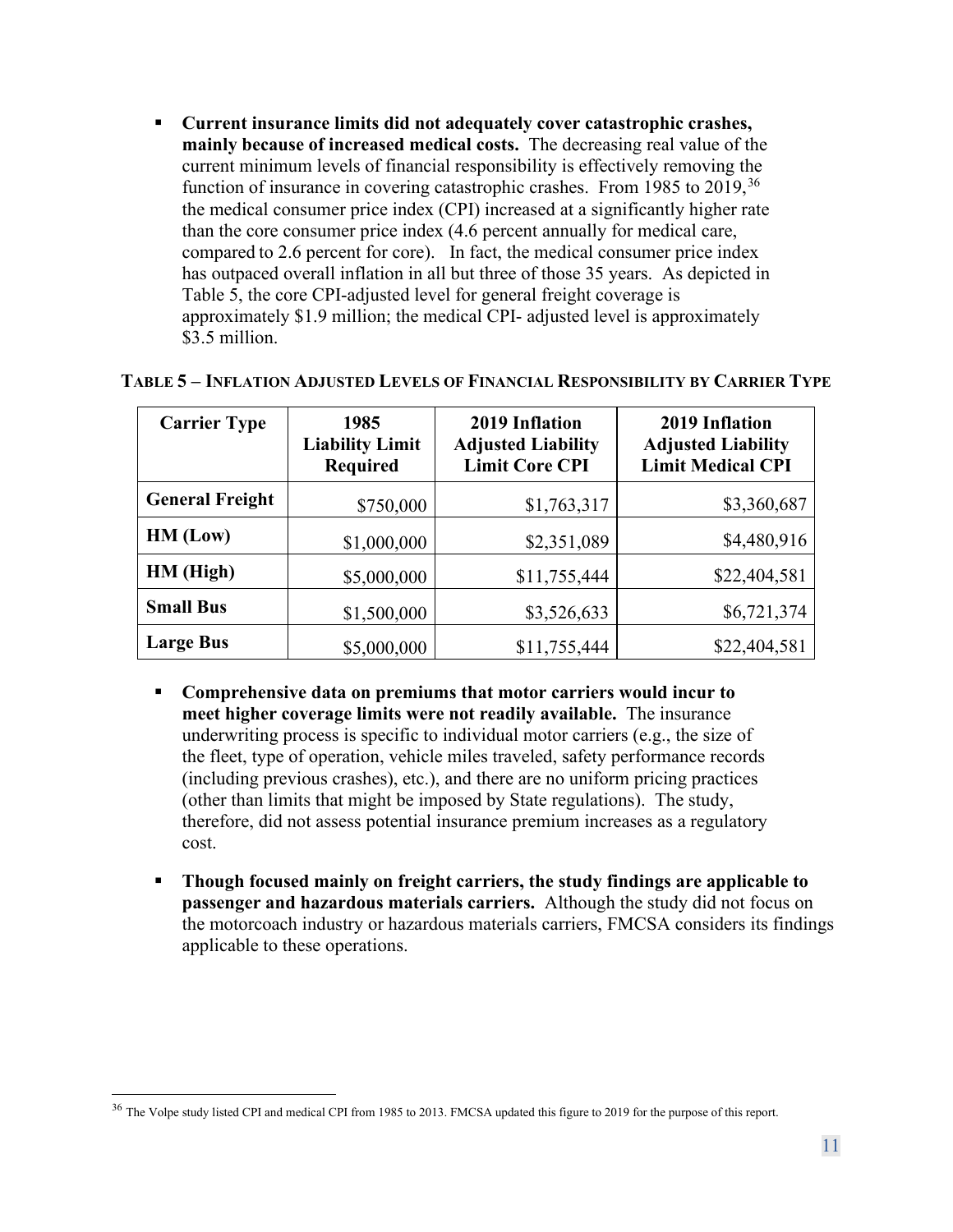- **Current insurance limits did not adequately cover catastrophic crashes, mainly because of increased medical costs.** The decreasing real value of the current minimum levels of financial responsibility is effectively removing the function of insurance in covering catastrophic crashes. From 1985 to 2019,[36] the medical consumer price index (CPI) increased at a significantly higher rate than the core consumer price index (4.6 percent annually for medical care, compared to 2.6 percent for core). In fact, the medical consumer price index has outpaced overall inflation in all but three of those 35 years. As depicted in Table 5, the core CPI-adjusted level for general freight coverage is approximately $1.9 million; the medical CPI- adjusted level is approximately $3.5 million.

**TABLE 5 – INFLATION ADJUSTED LEVELS OF FINANCIAL RESPONSIBILITY BY CARRIER TYPE**

| Carrier Type | 1985 Liability Limit Required | 2019 Inflation Adjusted Liability Limit Core CPI | 2019 Inflation Adjusted Liability Limit Medical CPI |
|---|---|---|---|
| **General Freight** | $750,000 | $1,763,317 | $3,360,687 |
| **HM (Low)** | $1,000,000 | $2,351,089 | $4,480,916 |
| **HM (High)** | $5,000,000 | $11,755,444 | $22,404,581 |
| **Small Bus** | $1,500,000 | $3,526,633 | $6,721,374 |
| **Large Bus** | $5,000,000 | $11,755,444 | $22,404,581 |

- **Comprehensive data on premiums that motor carriers would incur to meet higher coverage limits were not readily available.** The insurance underwriting process is specific to individual motor carriers (e.g., the size of the fleet, type of operation, vehicle miles traveled, safety performance records (including previous crashes), etc.), and there are no uniform pricing practices (other than limits that might be imposed by State regulations). The study, therefore, did not assess potential insurance premium increases as a regulatory cost.

- **Though focused mainly on freight carriers, the study findings are applicable to passenger and hazardous materials carriers.** Although the study did not focus on the motorcoach industry or hazardous materials carriers, FMCSA considers its findings applicable to these operations.

[36] The Volpe study listed CPI and medical CPI from 1985 to 2013. FMCSA updated this figure to 2019 for the purpose of this report.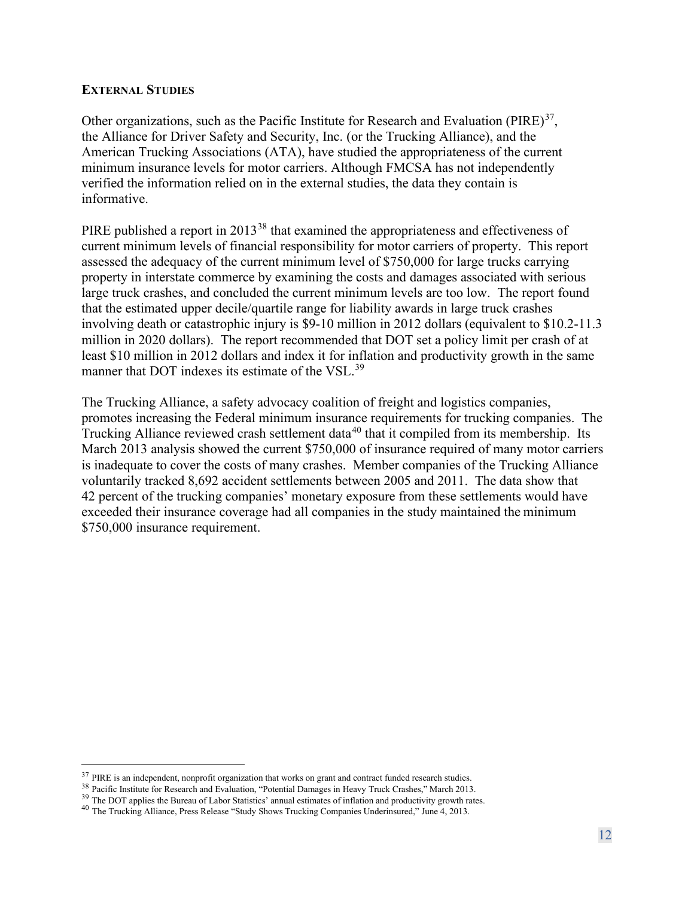### External Studies

Other organizations, such as the Pacific Institute for Research and Evaluation (PIRE)[37], the Alliance for Driver Safety and Security, Inc. (or the Trucking Alliance), and the American Trucking Associations (ATA), have studied the appropriateness of the current minimum insurance levels for motor carriers. Although FMCSA has not independently verified the information relied on in the external studies, the data they contain is informative.

PIRE published a report in 2013[38] that examined the appropriateness and effectiveness of current minimum levels of financial responsibility for motor carriers of property. This report assessed the adequacy of the current minimum level of $750,000 for large trucks carrying property in interstate commerce by examining the costs and damages associated with serious large truck crashes, and concluded the current minimum levels are too low. The report found that the estimated upper decile/quartile range for liability awards in large truck crashes involving death or catastrophic injury is $9-10 million in 2012 dollars (equivalent to $10.2-11.3 million in 2020 dollars). The report recommended that DOT set a policy limit per crash of at least $10 million in 2012 dollars and index it for inflation and productivity growth in the same manner that DOT indexes its estimate of the VSL.[39]

The Trucking Alliance, a safety advocacy coalition of freight and logistics companies, promotes increasing the Federal minimum insurance requirements for trucking companies. The Trucking Alliance reviewed crash settlement data[40] that it compiled from its membership. Its March 2013 analysis showed the current $750,000 of insurance required of many motor carriers is inadequate to cover the costs of many crashes. Member companies of the Trucking Alliance voluntarily tracked 8,692 accident settlements between 2005 and 2011. The data show that 42 percent of the trucking companies' monetary exposure from these settlements would have exceeded their insurance coverage had all companies in the study maintained the minimum $750,000 insurance requirement.

---

[37] PIRE is an independent, nonprofit organization that works on grant and contract funded research studies.
[38] Pacific Institute for Research and Evaluation, "Potential Damages in Heavy Truck Crashes," March 2013.
[39] The DOT applies the Bureau of Labor Statistics' annual estimates of inflation and productivity growth rates.
[40] The Trucking Alliance, Press Release "Study Shows Trucking Companies Underinsured," June 4, 2013.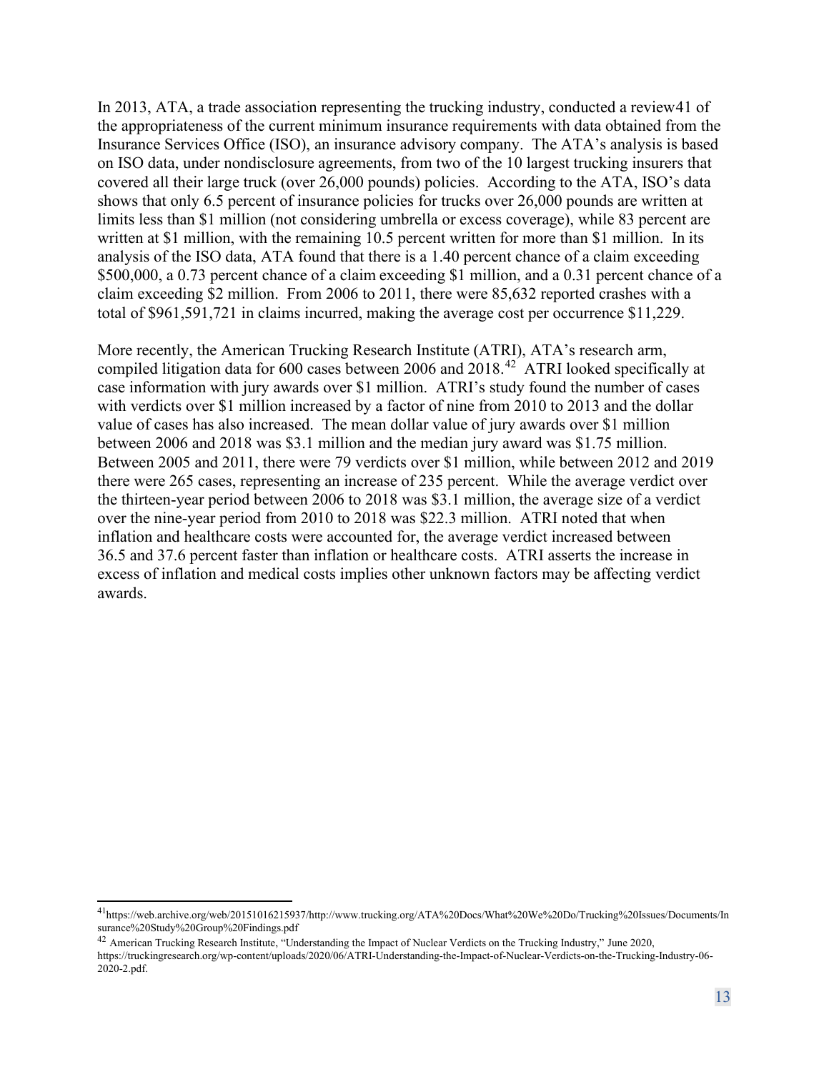In 2013, ATA, a trade association representing the trucking industry, conducted a review41 of the appropriateness of the current minimum insurance requirements with data obtained from the Insurance Services Office (ISO), an insurance advisory company. The ATA's analysis is based on ISO data, under nondisclosure agreements, from two of the 10 largest trucking insurers that covered all their large truck (over 26,000 pounds) policies. According to the ATA, ISO's data shows that only 6.5 percent of insurance policies for trucks over 26,000 pounds are written at limits less than $1 million (not considering umbrella or excess coverage), while 83 percent are written at $1 million, with the remaining 10.5 percent written for more than $1 million. In its analysis of the ISO data, ATA found that there is a 1.40 percent chance of a claim exceeding $500,000, a 0.73 percent chance of a claim exceeding $1 million, and a 0.31 percent chance of a claim exceeding $2 million. From 2006 to 2011, there were 85,632 reported crashes with a total of $961,591,721 in claims incurred, making the average cost per occurrence $11,229.

More recently, the American Trucking Research Institute (ATRI), ATA's research arm, compiled litigation data for 600 cases between 2006 and 2018.[42] ATRI looked specifically at case information with jury awards over $1 million. ATRI's study found the number of cases with verdicts over $1 million increased by a factor of nine from 2010 to 2013 and the dollar value of cases has also increased. The mean dollar value of jury awards over $1 million between 2006 and 2018 was $3.1 million and the median jury award was $1.75 million. Between 2005 and 2011, there were 79 verdicts over $1 million, while between 2012 and 2019 there were 265 cases, representing an increase of 235 percent. While the average verdict over the thirteen-year period between 2006 to 2018 was $3.1 million, the average size of a verdict over the nine-year period from 2010 to 2018 was $22.3 million. ATRI noted that when inflation and healthcare costs were accounted for, the average verdict increased between 36.5 and 37.6 percent faster than inflation or healthcare costs. ATRI asserts the increase in excess of inflation and medical costs implies other unknown factors may be affecting verdict awards.

---

[41] https://web.archive.org/web/20151016215937/http://www.trucking.org/ATA%20Docs/What%20We%20Do/Trucking%20Issues/Documents/Insurance%20Study%20Group%20Findings.pdf

[42] American Trucking Research Institute, "Understanding the Impact of Nuclear Verdicts on the Trucking Industry," June 2020, https://truckingresearch.org/wp-content/uploads/2020/06/ATRI-Understanding-the-Impact-of-Nuclear-Verdicts-on-the-Trucking-Industry-06-2020-2.pdf.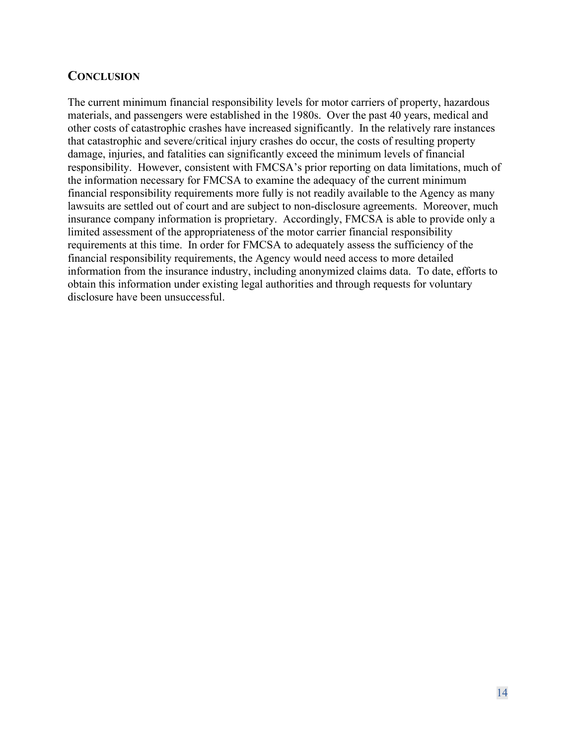## Conclusion

The current minimum financial responsibility levels for motor carriers of property, hazardous materials, and passengers were established in the 1980s. Over the past 40 years, medical and other costs of catastrophic crashes have increased significantly. In the relatively rare instances that catastrophic and severe/critical injury crashes do occur, the costs of resulting property damage, injuries, and fatalities can significantly exceed the minimum levels of financial responsibility. However, consistent with FMCSA's prior reporting on data limitations, much of the information necessary for FMCSA to examine the adequacy of the current minimum financial responsibility requirements more fully is not readily available to the Agency as many lawsuits are settled out of court and are subject to non-disclosure agreements. Moreover, much insurance company information is proprietary. Accordingly, FMCSA is able to provide only a limited assessment of the appropriateness of the motor carrier financial responsibility requirements at this time. In order for FMCSA to adequately assess the sufficiency of the financial responsibility requirements, the Agency would need access to more detailed information from the insurance industry, including anonymized claims data. To date, efforts to obtain this information under existing legal authorities and through requests for voluntary disclosure have been unsuccessful.